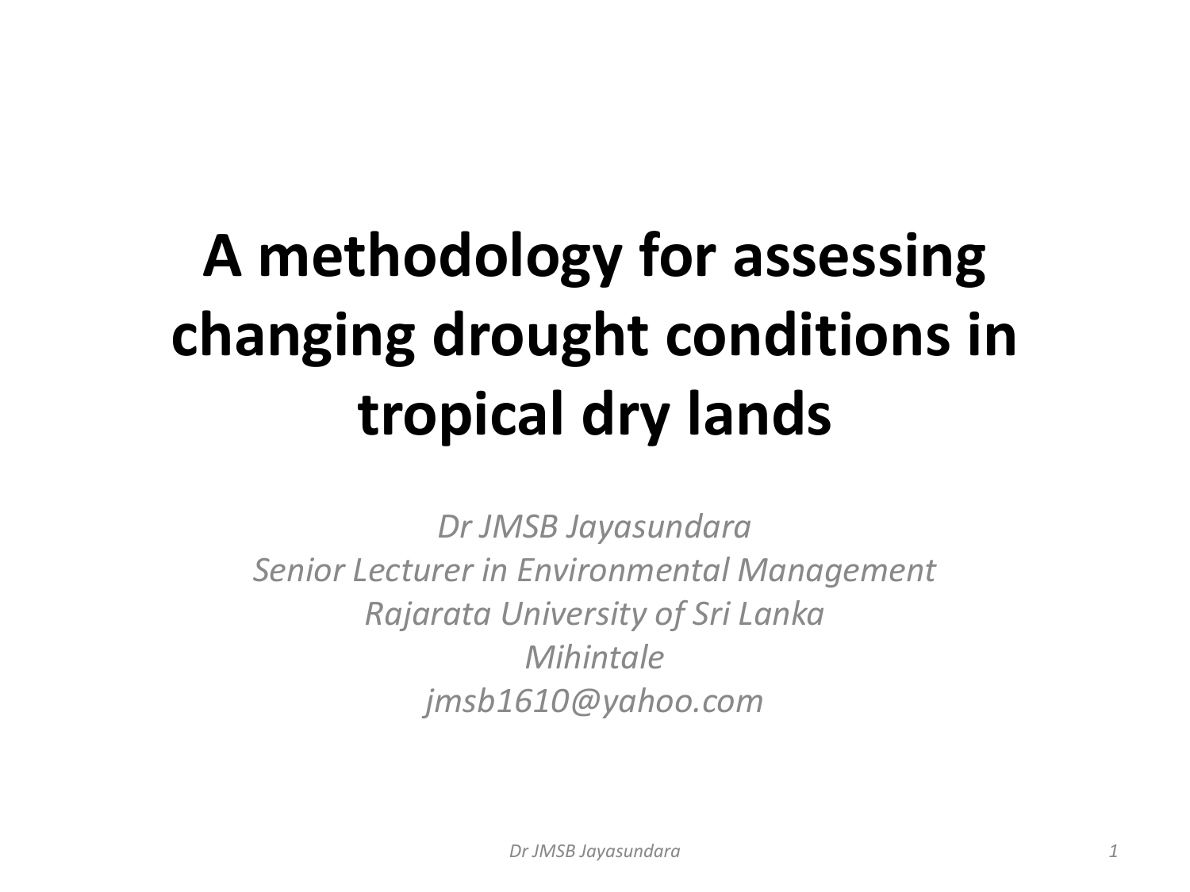# A methodology for assessing changing drought conditions in tropical dry lands

*Dr JMSB Jayasundara*
*Senior Lecturer in Environmental Management*
*Rajarata University of Sri Lanka*
*Mihintale*
*jmsb1610@yahoo.com*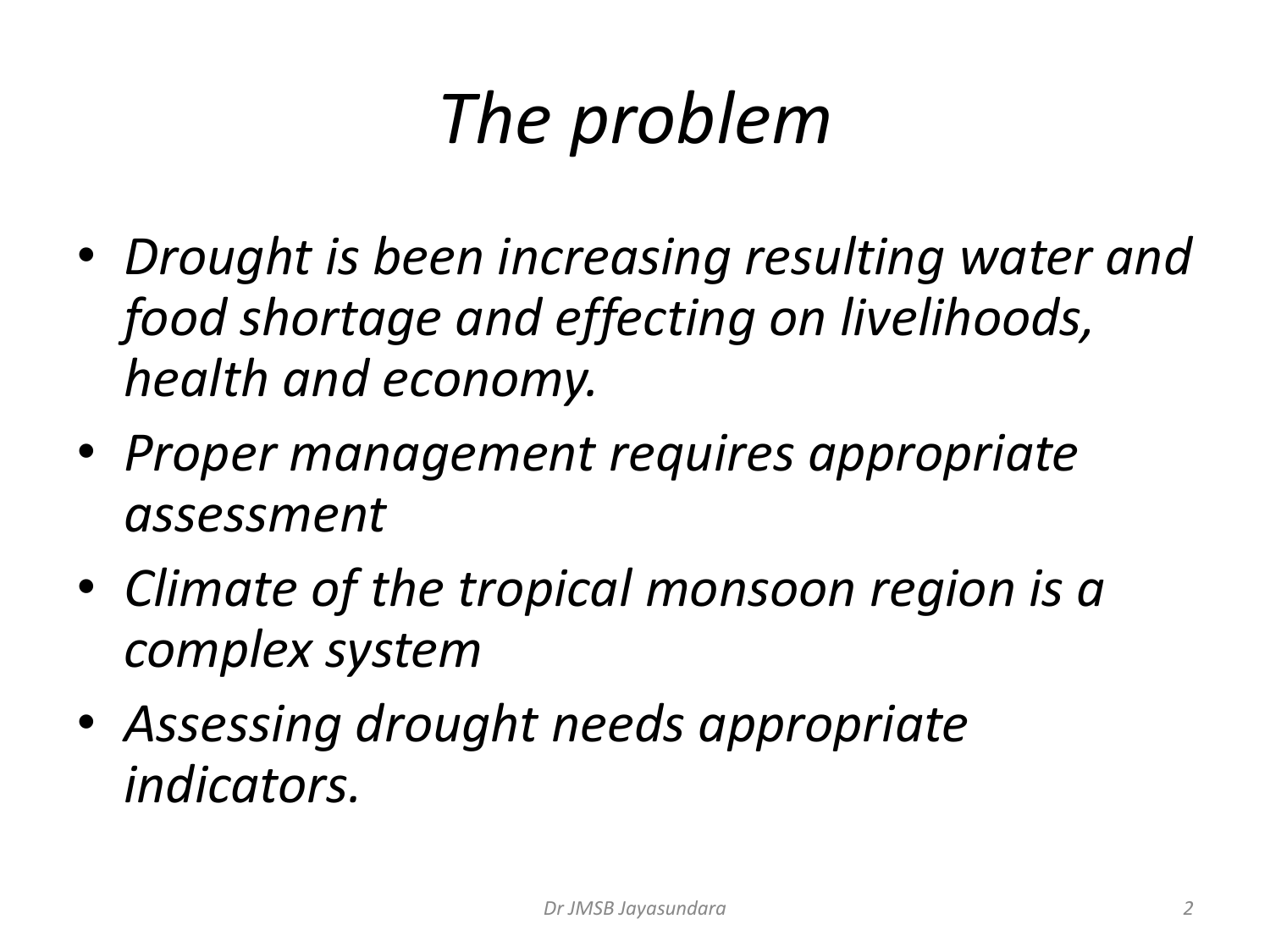# *The problem*

- *Drought is been increasing resulting water and food shortage and effecting on livelihoods, health and economy.*
- *Proper management requires appropriate assessment*
- *Climate of the tropical monsoon region is a complex system*
- *Assessing drought needs appropriate indicators.*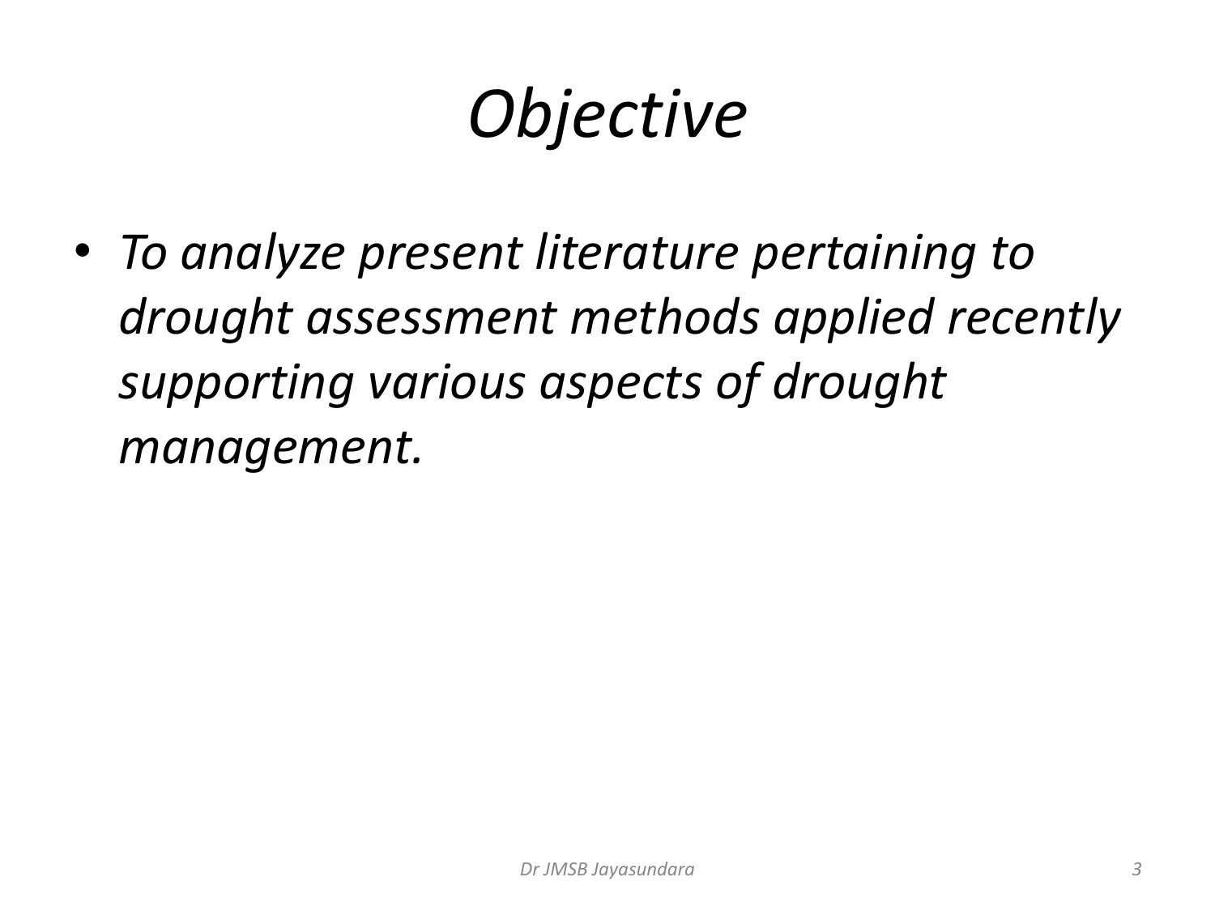# *Objective*

- *To analyze present literature pertaining to drought assessment methods applied recently supporting various aspects of drought management.*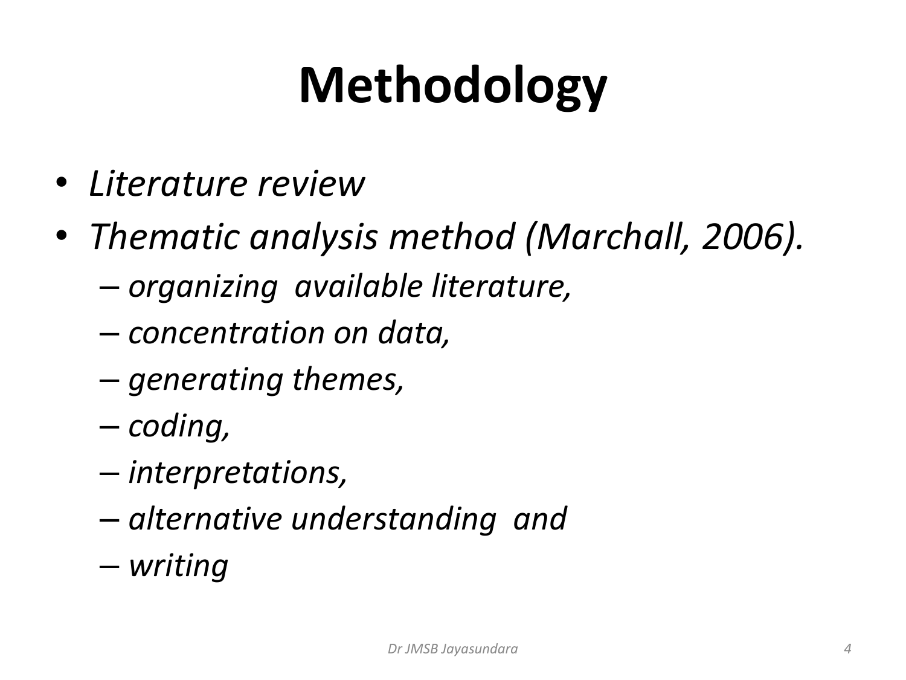# Methodology

- *Literature review*
- *Thematic analysis method (Marchall, 2006).*
  - *organizing available literature,*
  - *concentration on data,*
  - *generating themes,*
  - *coding,*
  - *interpretations,*
  - *alternative understanding and*
  - *writing*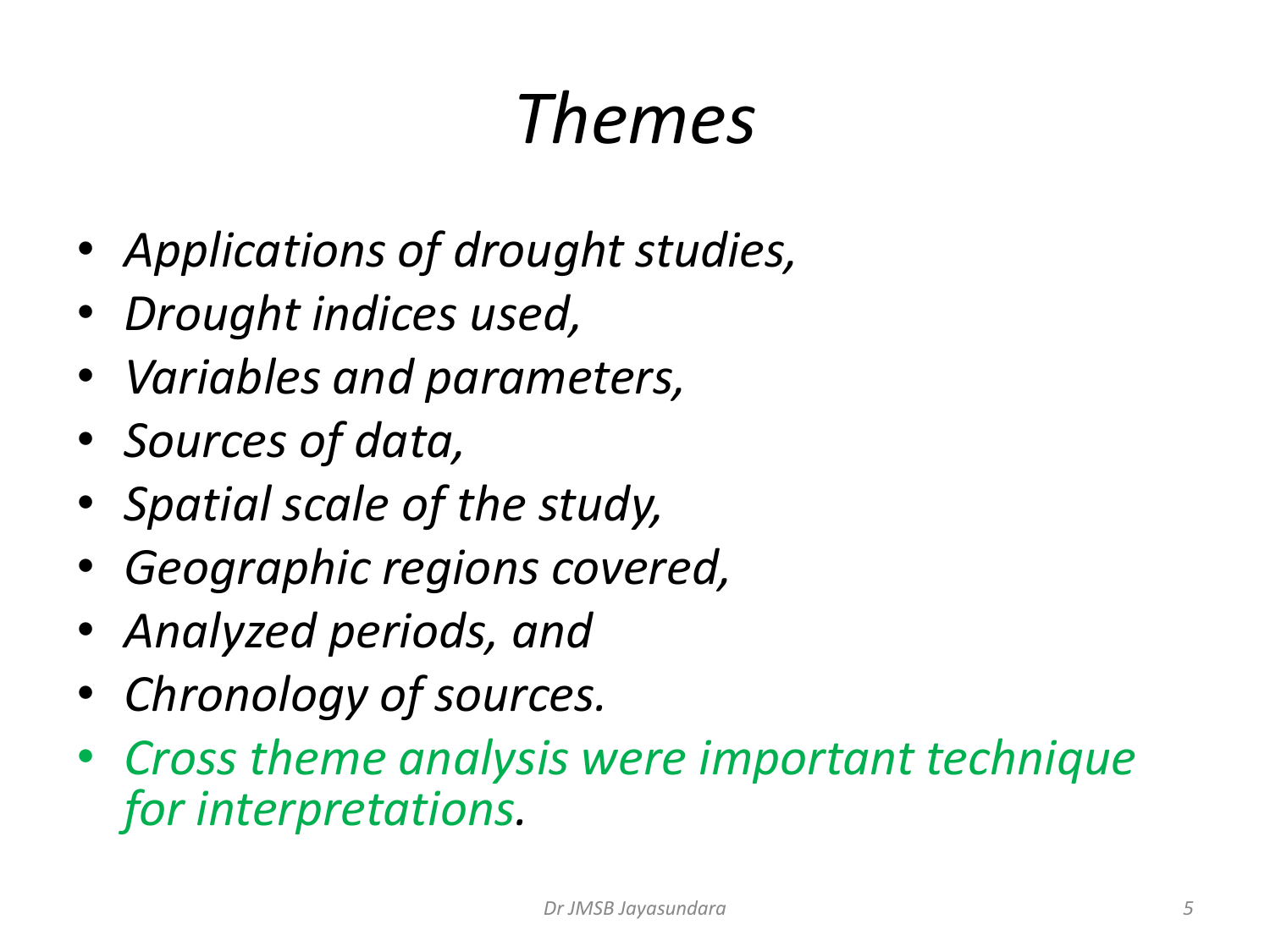# *Themes*

- *Applications of drought studies,*
- *Drought indices used,*
- *Variables and parameters,*
- *Sources of data,*
- *Spatial scale of the study,*
- *Geographic regions covered,*
- *Analyzed periods, and*
- *Chronology of sources.*
- *Cross theme analysis were important technique for interpretations.*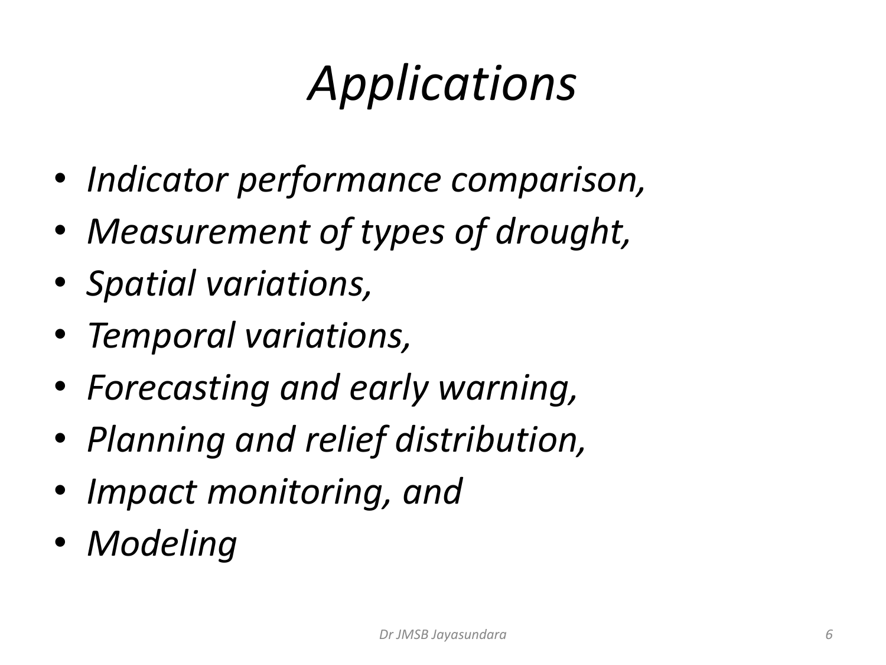# *Applications*

- *Indicator performance comparison,*
- *Measurement of types of drought,*
- *Spatial variations,*
- *Temporal variations,*
- *Forecasting and early warning,*
- *Planning and relief distribution,*
- *Impact monitoring, and*
- *Modeling*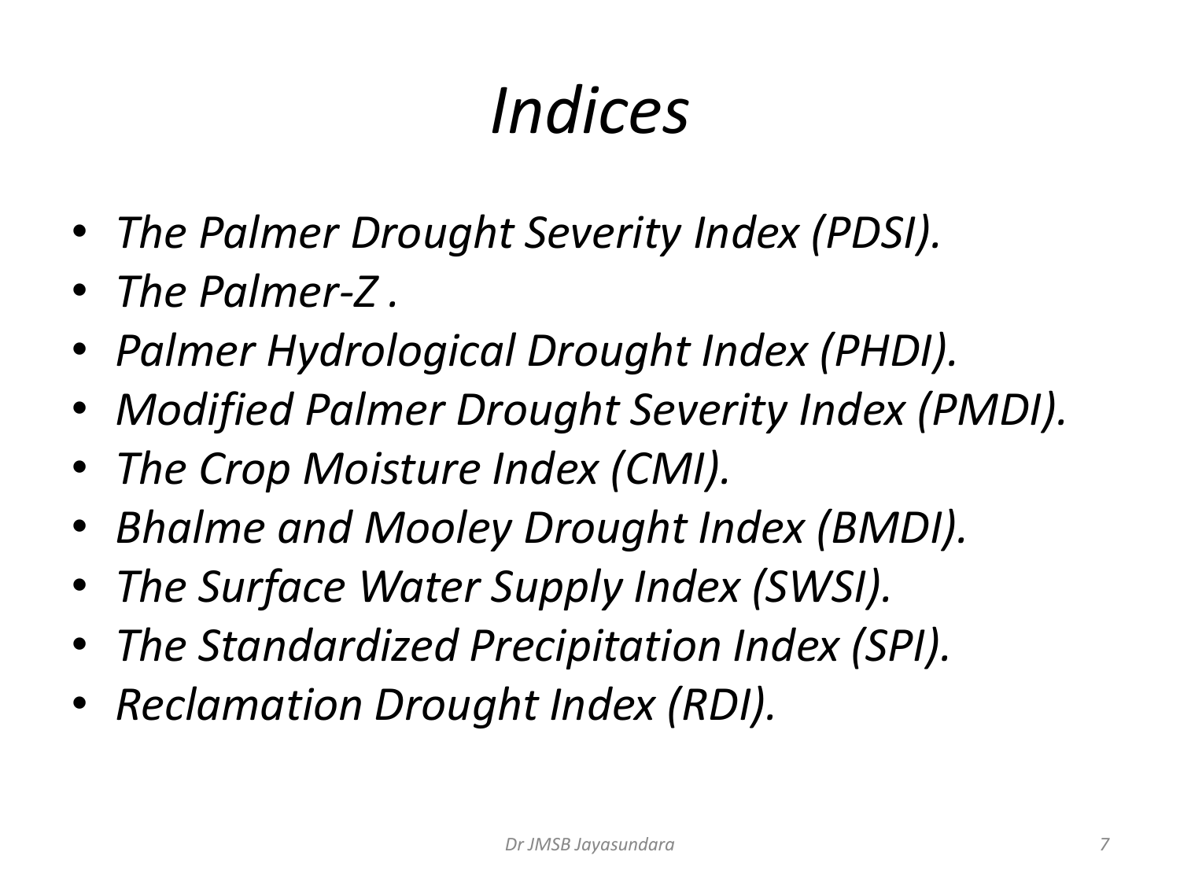# *Indices*

- *The Palmer Drought Severity Index (PDSI).*
- *The Palmer-Z .*
- *Palmer Hydrological Drought Index (PHDI).*
- *Modified Palmer Drought Severity Index (PMDI).*
- *The Crop Moisture Index (CMI).*
- *Bhalme and Mooley Drought Index (BMDI).*
- *The Surface Water Supply Index (SWSI).*
- *The Standardized Precipitation Index (SPI).*
- *Reclamation Drought Index (RDI).*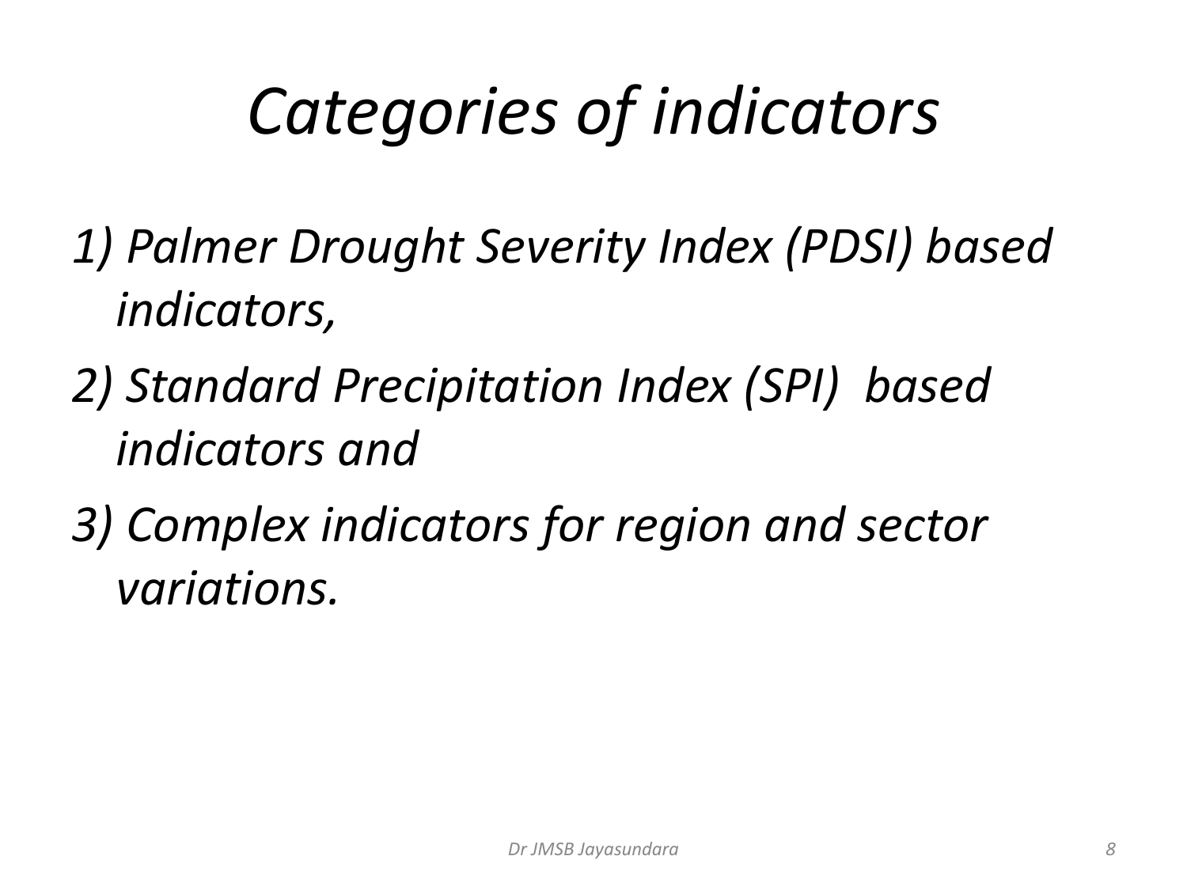# *Categories of indicators*

1) *Palmer Drought Severity Index (PDSI) based indicators,*
2) *Standard Precipitation Index (SPI) based indicators and*
3) *Complex indicators for region and sector variations.*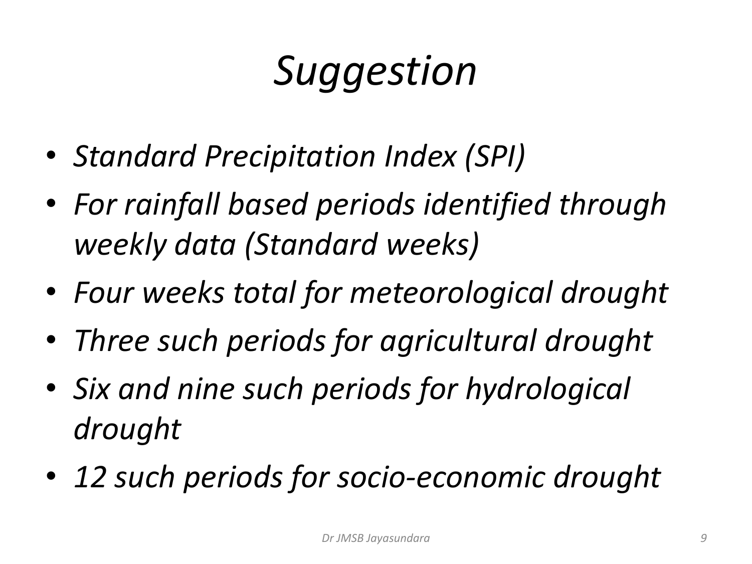# *Suggestion*

- *Standard Precipitation Index (SPI)*
- *For rainfall based periods identified through weekly data (Standard weeks)*
- *Four weeks total for meteorological drought*
- *Three such periods for agricultural drought*
- *Six and nine such periods for hydrological drought*
- *12 such periods for socio-economic drought*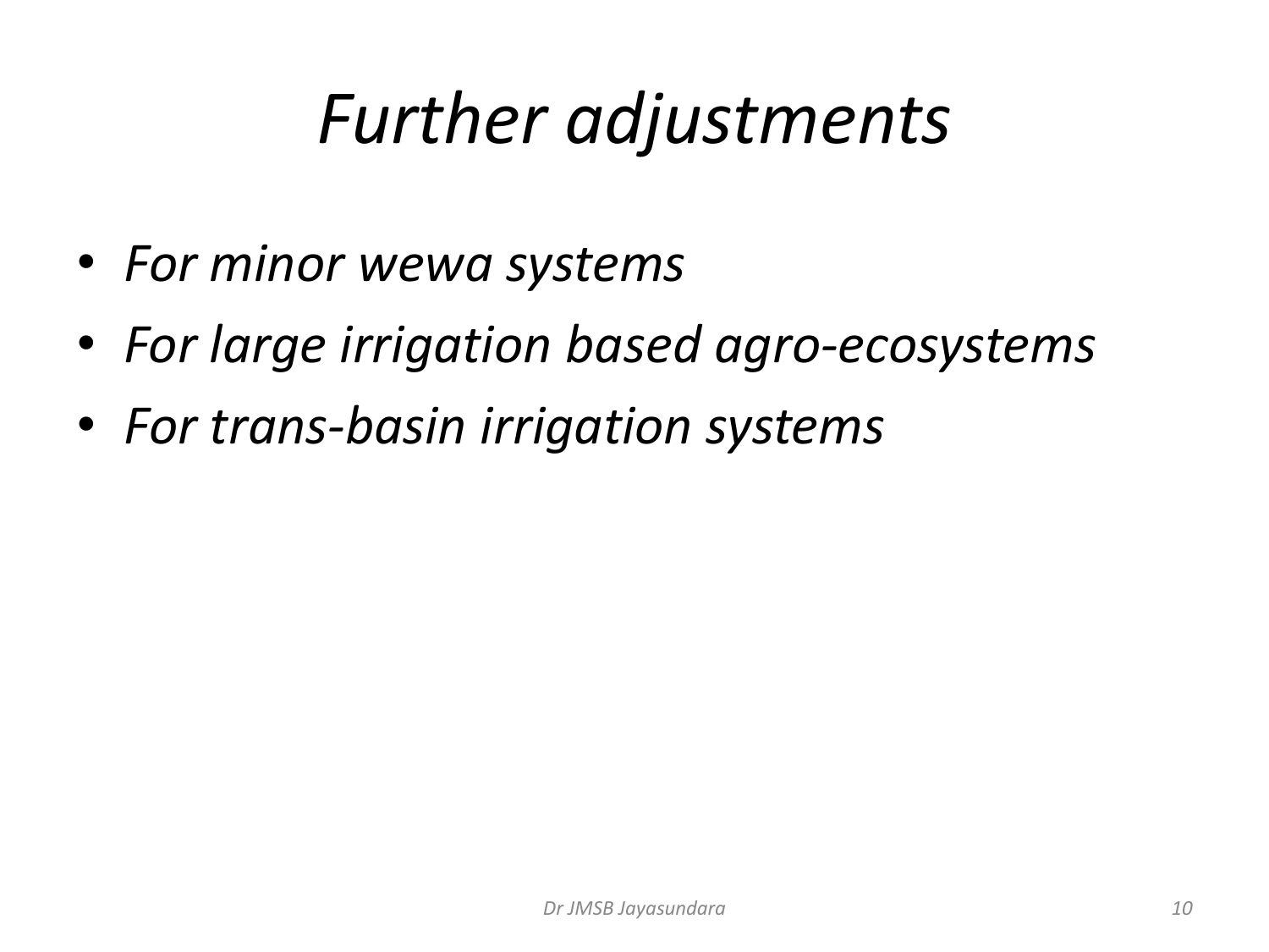# *Further adjustments*

- *For minor wewa systems*
- *For large irrigation based agro-ecosystems*
- *For trans-basin irrigation systems*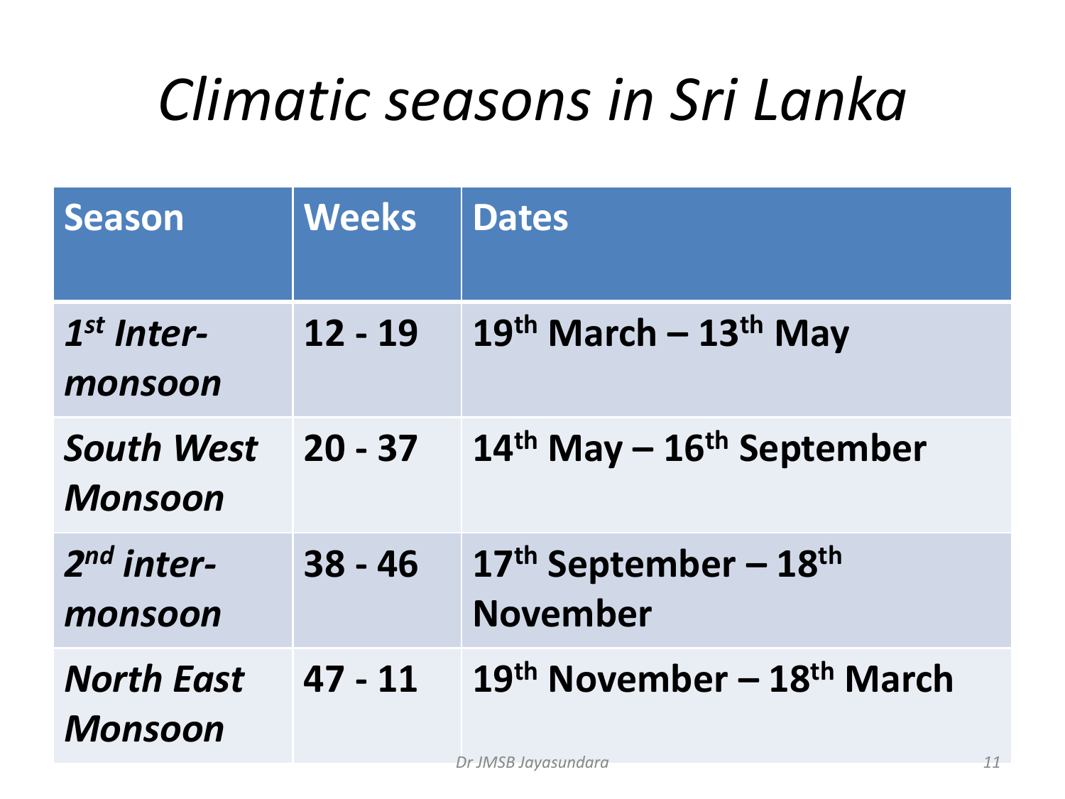# *Climatic seasons in Sri Lanka*

| Season | Weeks | Dates |
|---|---|---|
| ***1st Inter-monsoon*** | **12 - 19** | **19th March – 13th May** |
| ***South West Monsoon*** | **20 - 37** | **14th May – 16th September** |
| ***2nd inter-monsoon*** | **38 - 46** | **17th September – 18th November** |
| ***North East Monsoon*** | **47 - 11** | **19th November – 18th March** |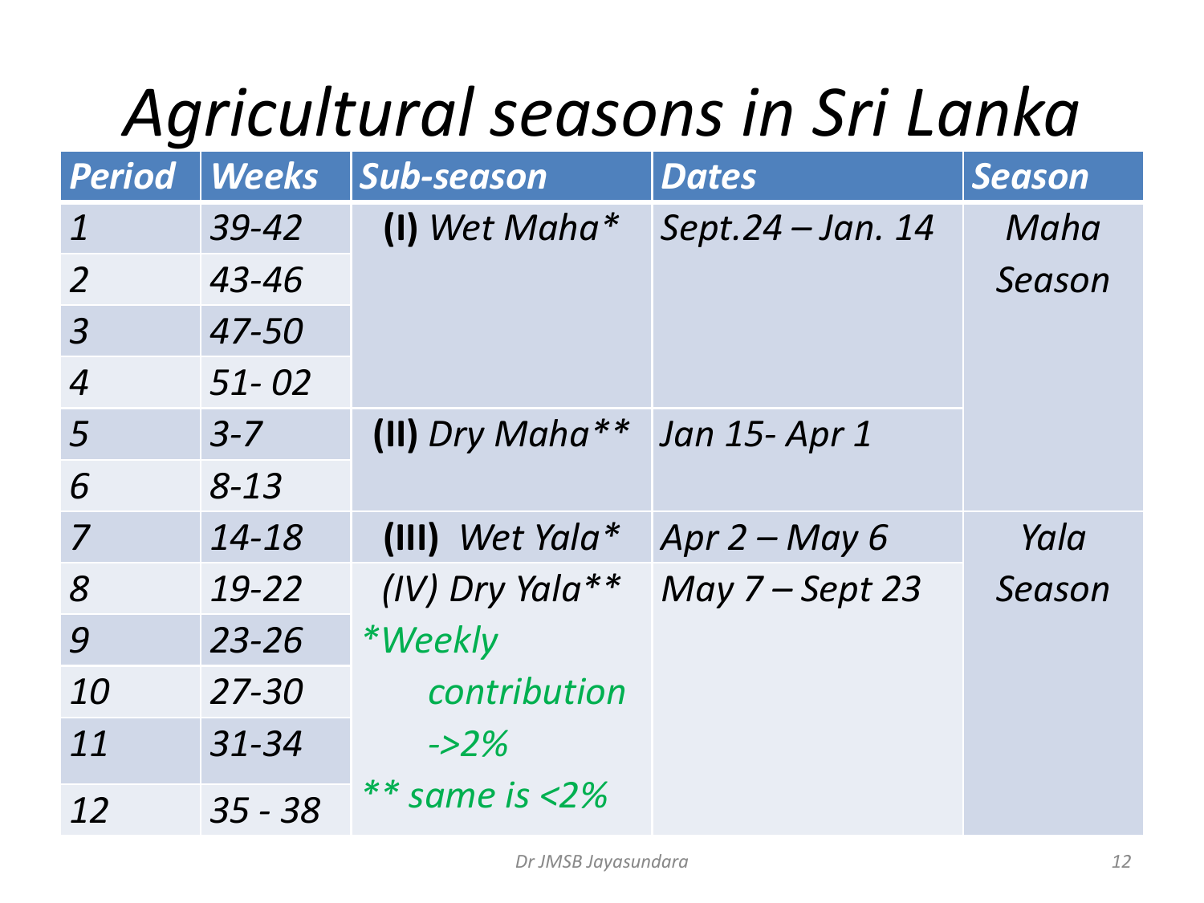# *Agricultural seasons in Sri Lanka*

| *Period* | *Weeks* | *Sub-season* | *Dates* | *Season* |
|---|---|---|---|---|
| *1* | *39-42* | **(I)** *Wet Maha** | *Sept.24 – Jan. 14* | *Maha Season* |
| *2* | *43-46* | | | |
| *3* | *47-50* | | | |
| *4* | *51- 02* | | | |
| *5* | *3-7* | **(II)** *Dry Maha*** | *Jan 15- Apr 1* | |
| *6* | *8-13* | | | |
| *7* | *14-18* | **(III)** *Wet Yala** | *Apr 2 – May 6* | *Yala Season* |
| *8* | *19-22* | *(IV) Dry Yala*** | *May 7 – Sept 23* | |
| *9* | *23-26* | | | |
| *10* | *27-30* | | | |
| *11* | *31-34* | | | |
| *12* | *35 - 38* | | | |

**Weekly contribution ->2%*

*** same is <2%*

*Dr JMSB Jayasundara*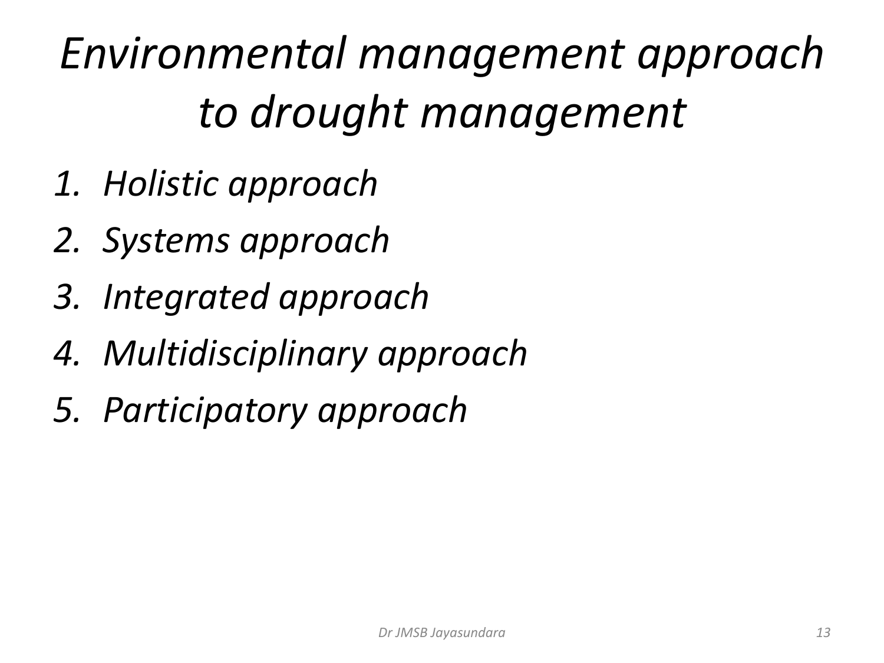# *Environmental management approach to drought management*

1. *Holistic approach*
2. *Systems approach*
3. *Integrated approach*
4. *Multidisciplinary approach*
5. *Participatory approach*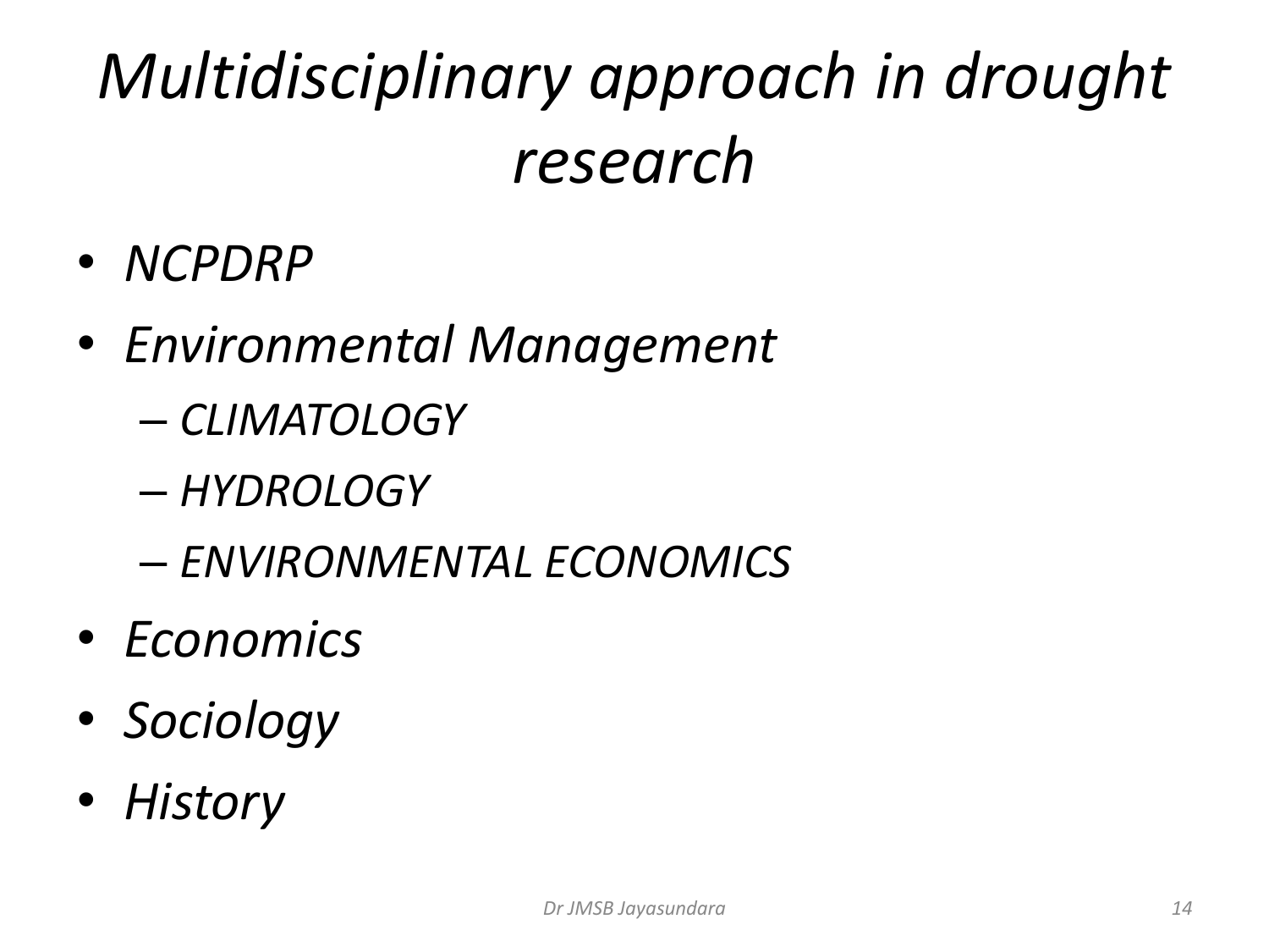# *Multidisciplinary approach in drought research*

- *NCPDRP*
- *Environmental Management*
  - *CLIMATOLOGY*
  - *HYDROLOGY*
  - *ENVIRONMENTAL ECONOMICS*
- *Economics*
- *Sociology*
- *History*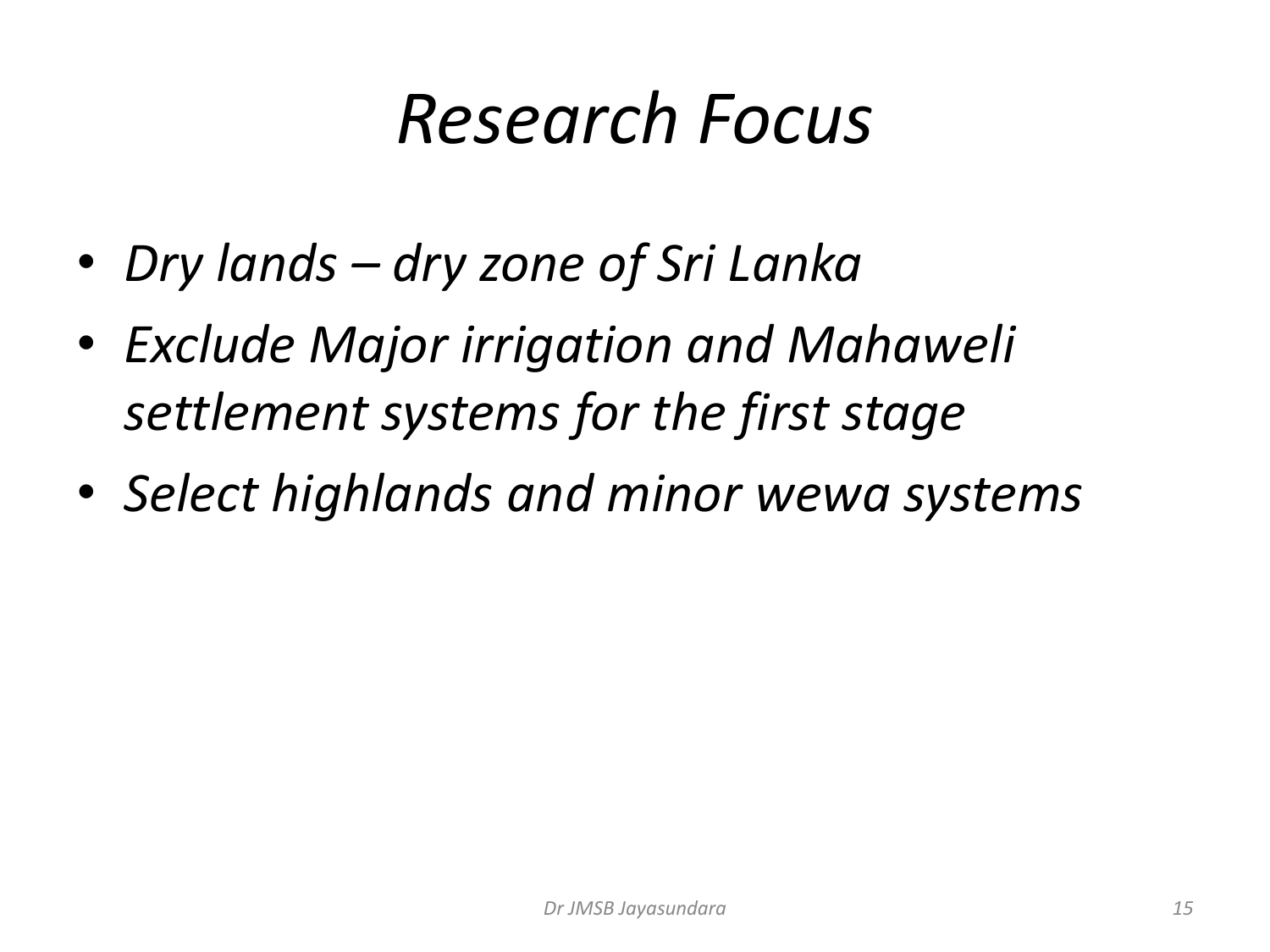# *Research Focus*

- *Dry lands – dry zone of Sri Lanka*
- *Exclude Major irrigation and Mahaweli settlement systems for the first stage*
- *Select highlands and minor wewa systems*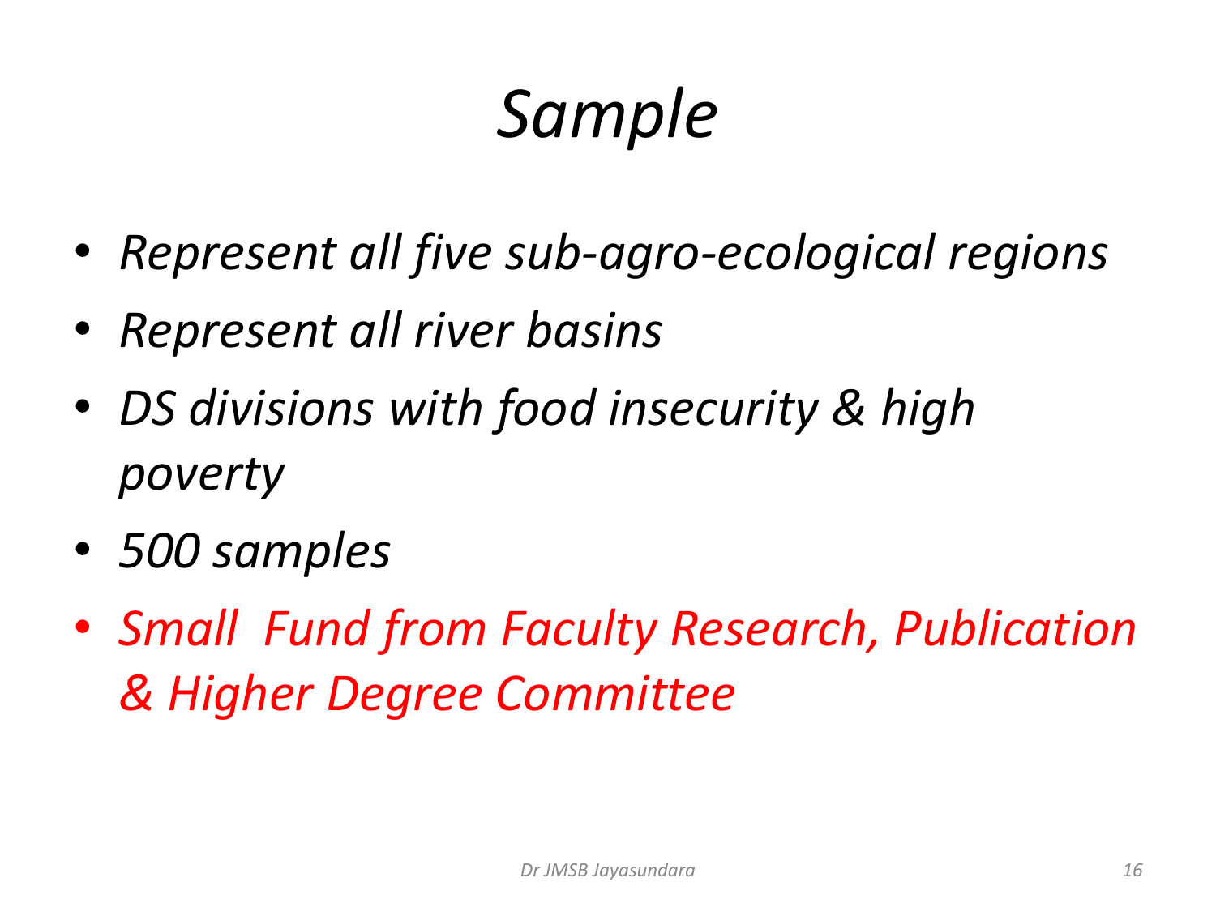# *Sample*

- *Represent all five sub-agro-ecological regions*
- *Represent all river basins*
- *DS divisions with food insecurity & high poverty*
- *500 samples*
- *Small Fund from Faculty Research, Publication & Higher Degree Committee*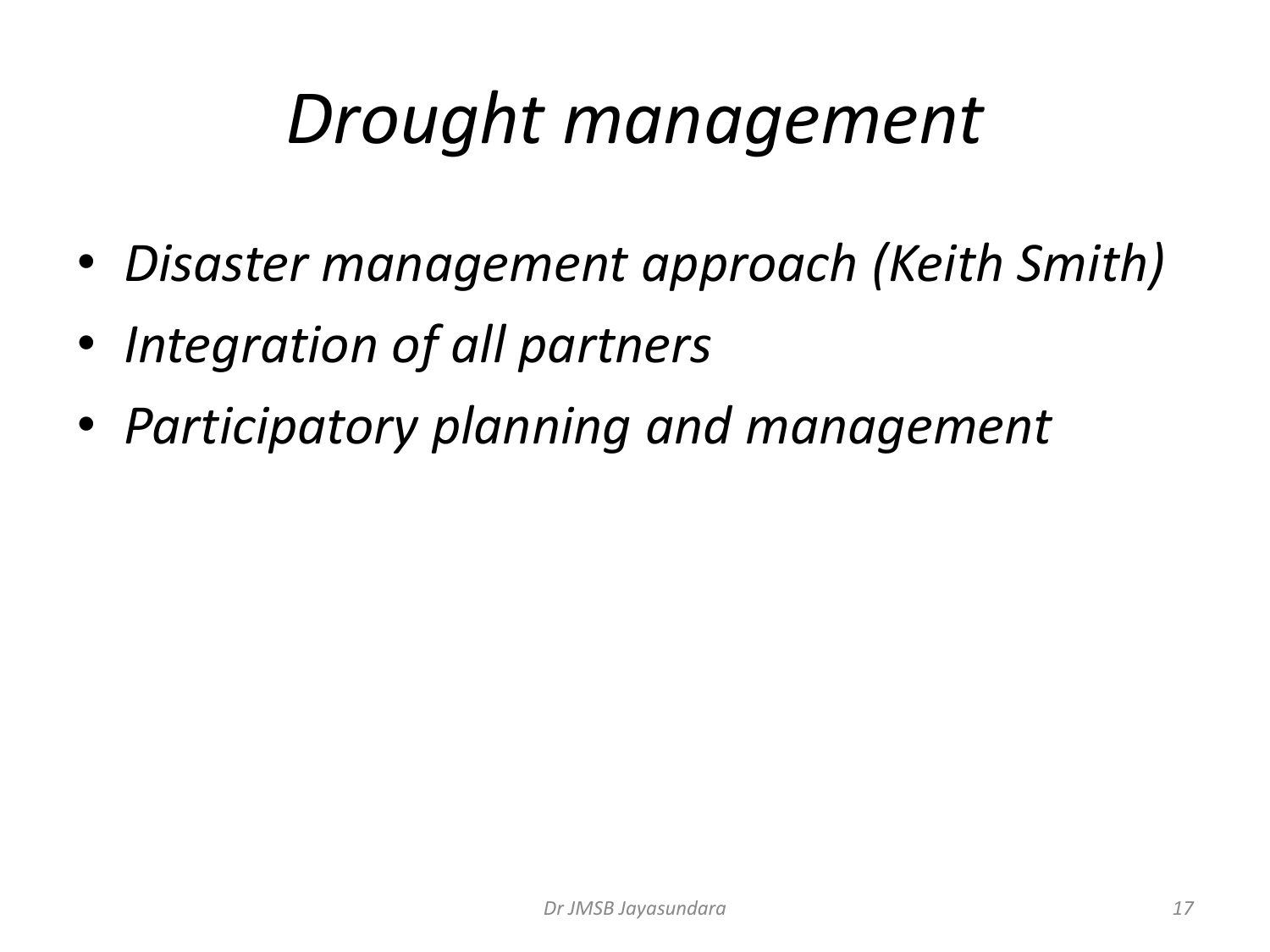# *Drought management*

- *Disaster management approach (Keith Smith)*
- *Integration of all partners*
- *Participatory planning and management*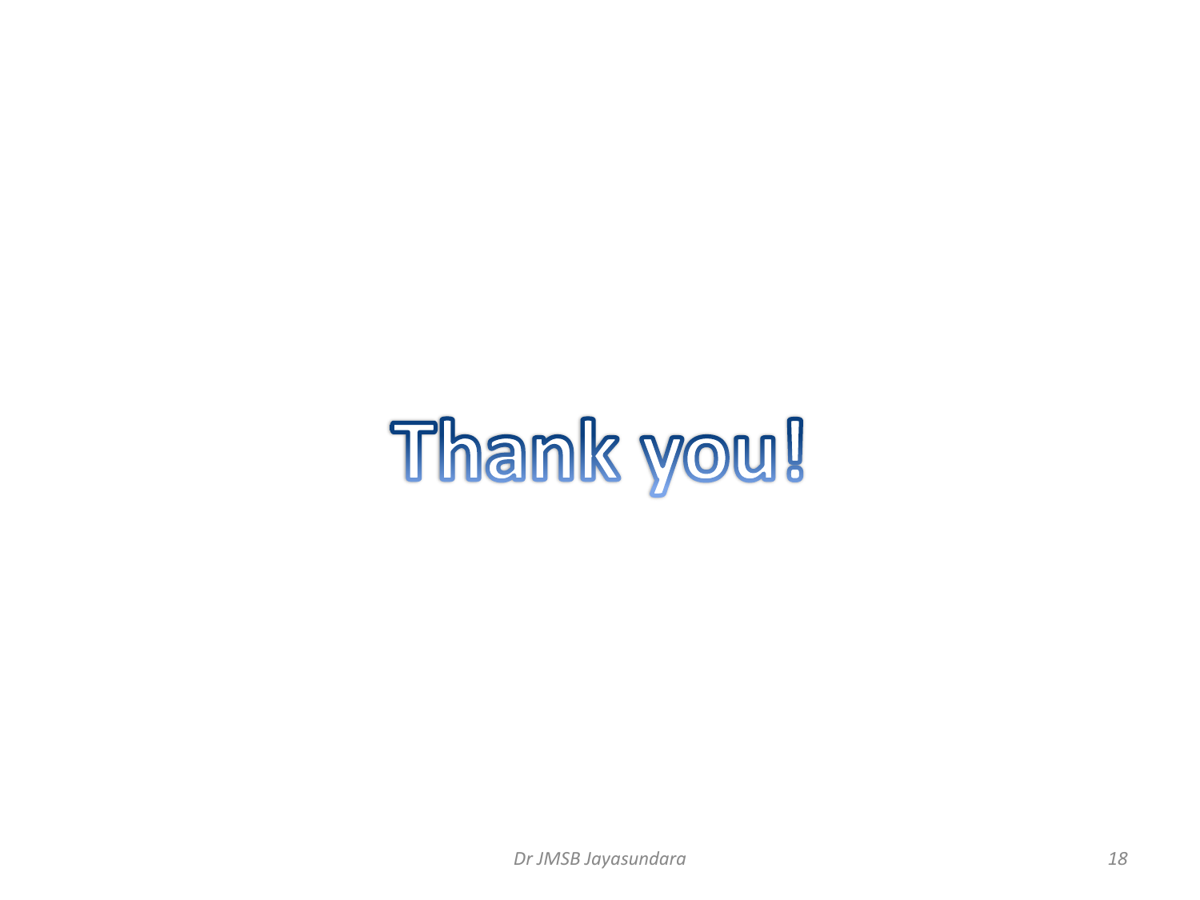# Thank you!